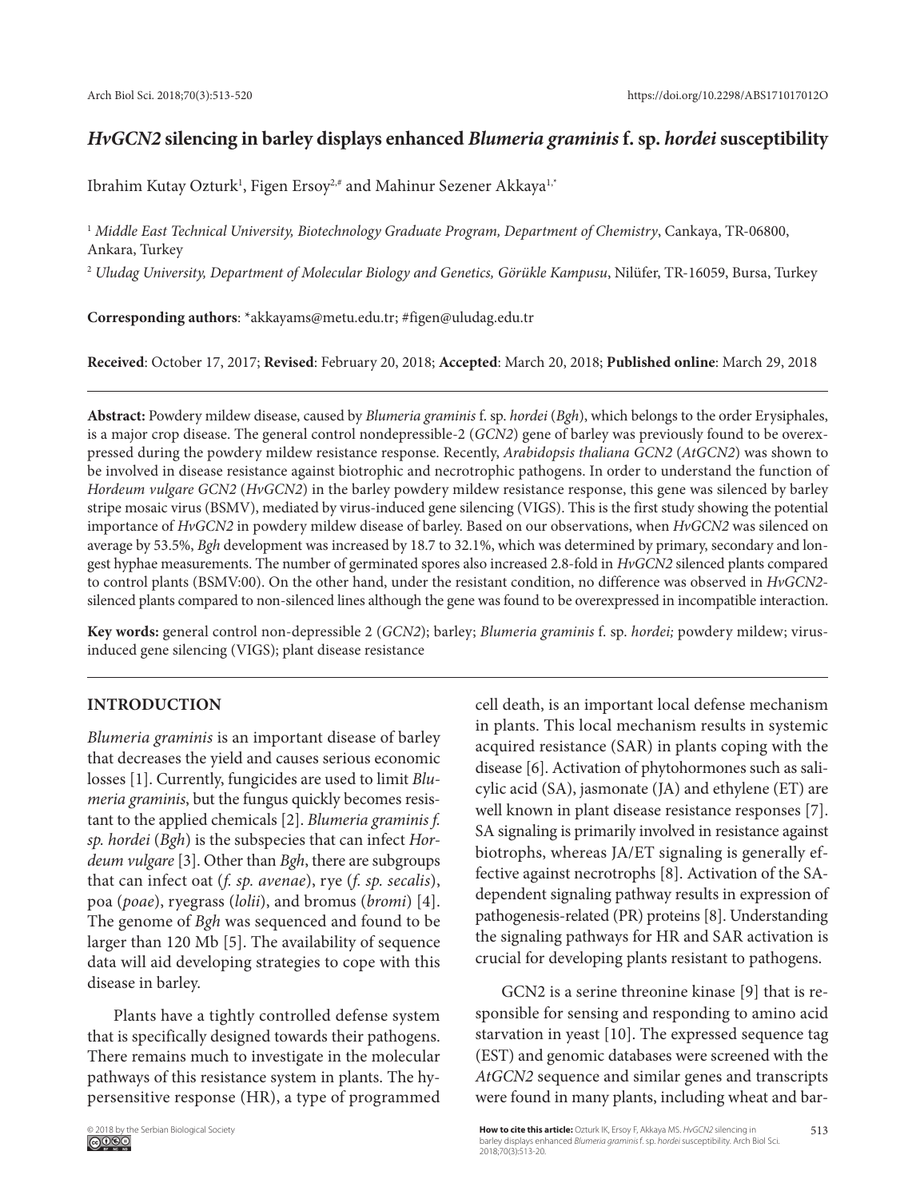# *HvGCN2* silencing in barley displays enhanced *Blumeria graminis* f. sp. *hordei* susceptibility

Ibrahim Kutay Ozturk[1], Figen Ersoy[2,#] and Mahinur Sezener Akkaya[1,*]

[1] *Middle East Technical University, Biotechnology Graduate Program, Department of Chemistry*, Cankaya, TR-06800, Ankara, Turkey

[2] *Uludag University, Department of Molecular Biology and Genetics, Görükle Kampusu*, Nilüfer, TR-16059, Bursa, Turkey

**Corresponding authors**: *akkayams@metu.edu.tr; #figen@uludag.edu.tr

**Received**: October 17, 2017; **Revised**: February 20, 2018; **Accepted**: March 20, 2018; **Published online**: March 29, 2018

**Abstract:** Powdery mildew disease, caused by *Blumeria graminis* f. sp. *hordei* (*Bgh*), which belongs to the order Erysiphales, is a major crop disease. The general control nondepressible-2 (*GCN2*) gene of barley was previously found to be overexpressed during the powdery mildew resistance response. Recently, *Arabidopsis thaliana GCN2* (*AtGCN2*) was shown to be involved in disease resistance against biotrophic and necrotrophic pathogens. In order to understand the function of *Hordeum vulgare GCN2* (*HvGCN2*) in the barley powdery mildew resistance response, this gene was silenced by barley stripe mosaic virus (BSMV), mediated by virus-induced gene silencing (VIGS). This is the first study showing the potential importance of *HvGCN2* in powdery mildew disease of barley. Based on our observations, when *HvGCN2* was silenced on average by 53.5%, *Bgh* development was increased by 18.7 to 32.1%, which was determined by primary, secondary and longest hyphae measurements. The number of germinated spores also increased 2.8-fold in *HvGCN2* silenced plants compared to control plants (BSMV:00). On the other hand, under the resistant condition, no difference was observed in *HvGCN2*-silenced plants compared to non-silenced lines although the gene was found to be overexpressed in incompatible interaction.

**Key words:** general control non-depressible 2 (*GCN2*); barley; *Blumeria graminis* f. sp. *hordei;* powdery mildew; virus-induced gene silencing (VIGS); plant disease resistance

## INTRODUCTION

*Blumeria graminis* is an important disease of barley that decreases the yield and causes serious economic losses [1]. Currently, fungicides are used to limit *Blumeria graminis*, but the fungus quickly becomes resistant to the applied chemicals [2]. *Blumeria graminis f. sp. hordei* (*Bgh*) is the subspecies that can infect *Hordeum vulgare* [3]. Other than *Bgh*, there are subgroups that can infect oat (*f. sp. avenae*), rye (*f. sp. secalis*), poa (*poae*), ryegrass (*lolii*), and bromus (*bromi*) [4]. The genome of *Bgh* was sequenced and found to be larger than 120 Mb [5]. The availability of sequence data will aid developing strategies to cope with this disease in barley.

Plants have a tightly controlled defense system that is specifically designed towards their pathogens. There remains much to investigate in the molecular pathways of this resistance system in plants. The hypersensitive response (HR), a type of programmed cell death, is an important local defense mechanism in plants. This local mechanism results in systemic acquired resistance (SAR) in plants coping with the disease [6]. Activation of phytohormones such as salicylic acid (SA), jasmonate (JA) and ethylene (ET) are well known in plant disease resistance responses [7]. SA signaling is primarily involved in resistance against biotrophs, whereas JA/ET signaling is generally effective against necrotrophs [8]. Activation of the SA-dependent signaling pathway results in expression of pathogenesis-related (PR) proteins [8]. Understanding the signaling pathways for HR and SAR activation is crucial for developing plants resistant to pathogens.

GCN2 is a serine threonine kinase [9] that is responsible for sensing and responding to amino acid starvation in yeast [10]. The expressed sequence tag (EST) and genomic databases were screened with the *AtGCN2* sequence and similar genes and transcripts were found in many plants, including wheat and bar-

© 2018 by the Serbian Biological Society

**How to cite this article:** Ozturk IK, Ersoy F, Akkaya MS. *HvGCN2* silencing in barley displays enhanced *Blumeria graminis* f. sp. *hordei* susceptibility. Arch Biol Sci. 2018;70(3):513-20.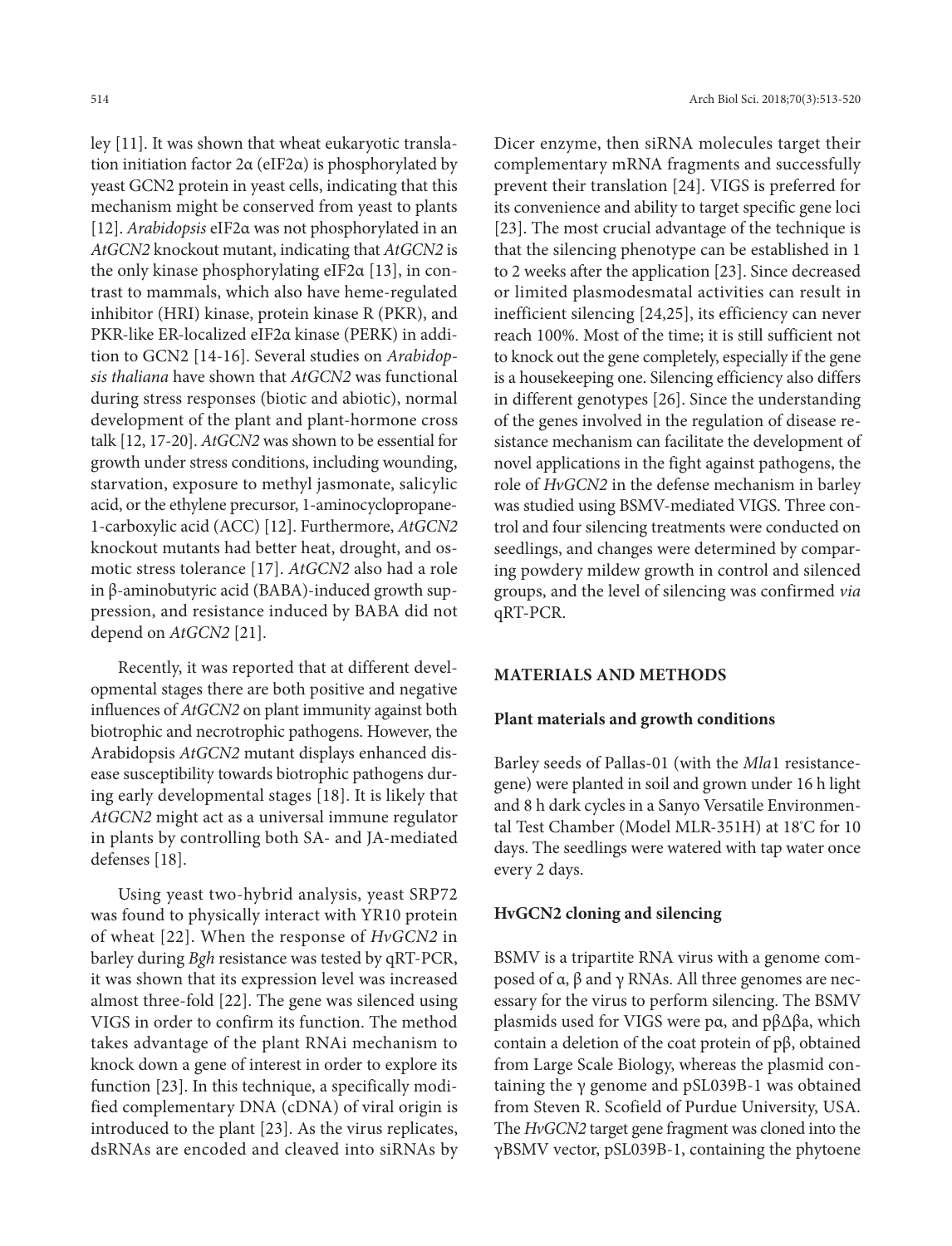ley [11]. It was shown that wheat eukaryotic translation initiation factor 2α (eIF2α) is phosphorylated by yeast GCN2 protein in yeast cells, indicating that this mechanism might be conserved from yeast to plants [12]. *Arabidopsis* eIF2α was not phosphorylated in an *AtGCN2* knockout mutant, indicating that *AtGCN2* is the only kinase phosphorylating eIF2α [13], in contrast to mammals, which also have heme-regulated inhibitor (HRI) kinase, protein kinase R (PKR), and PKR-like ER-localized eIF2α kinase (PERK) in addition to GCN2 [14-16]. Several studies on *Arabidopsis thaliana* have shown that *AtGCN2* was functional during stress responses (biotic and abiotic), normal development of the plant and plant-hormone cross talk [12, 17-20]. *AtGCN2* was shown to be essential for growth under stress conditions, including wounding, starvation, exposure to methyl jasmonate, salicylic acid, or the ethylene precursor, 1-aminocyclopropane-1-carboxylic acid (ACC) [12]. Furthermore, *AtGCN2* knockout mutants had better heat, drought, and osmotic stress tolerance [17]. *AtGCN2* also had a role in β-aminobutyric acid (BABA)-induced growth suppression, and resistance induced by BABA did not depend on *AtGCN2* [21].

Recently, it was reported that at different developmental stages there are both positive and negative influences of *AtGCN2* on plant immunity against both biotrophic and necrotrophic pathogens. However, the Arabidopsis *AtGCN2* mutant displays enhanced disease susceptibility towards biotrophic pathogens during early developmental stages [18]. It is likely that *AtGCN2* might act as a universal immune regulator in plants by controlling both SA- and JA-mediated defenses [18].

Using yeast two-hybrid analysis, yeast SRP72 was found to physically interact with YR10 protein of wheat [22]. When the response of *HvGCN2* in barley during *Bgh* resistance was tested by qRT-PCR, it was shown that its expression level was increased almost three-fold [22]. The gene was silenced using VIGS in order to confirm its function. The method takes advantage of the plant RNAi mechanism to knock down a gene of interest in order to explore its function [23]. In this technique, a specifically modified complementary DNA (cDNA) of viral origin is introduced to the plant [23]. As the virus replicates, dsRNAs are encoded and cleaved into siRNAs by Dicer enzyme, then siRNA molecules target their complementary mRNA fragments and successfully prevent their translation [24]. VIGS is preferred for its convenience and ability to target specific gene loci [23]. The most crucial advantage of the technique is that the silencing phenotype can be established in 1 to 2 weeks after the application [23]. Since decreased or limited plasmodesmatal activities can result in inefficient silencing [24,25], its efficiency can never reach 100%. Most of the time; it is still sufficient not to knock out the gene completely, especially if the gene is a housekeeping one. Silencing efficiency also differs in different genotypes [26]. Since the understanding of the genes involved in the regulation of disease resistance mechanism can facilitate the development of novel applications in the fight against pathogens, the role of *HvGCN2* in the defense mechanism in barley was studied using BSMV-mediated VIGS. Three control and four silencing treatments were conducted on seedlings, and changes were determined by comparing powdery mildew growth in control and silenced groups, and the level of silencing was confirmed *via* qRT-PCR.

## MATERIALS AND METHODS

### Plant materials and growth conditions

Barley seeds of Pallas-01 (with the *Mla*1 resistance-gene) were planted in soil and grown under 16 h light and 8 h dark cycles in a Sanyo Versatile Environmental Test Chamber (Model MLR-351H) at 18°C for 10 days. The seedlings were watered with tap water once every 2 days.

### HvGCN2 cloning and silencing

BSMV is a tripartite RNA virus with a genome composed of α, β and γ RNAs. All three genomes are necessary for the virus to perform silencing. The BSMV plasmids used for VIGS were pα, and pβΔβa, which contain a deletion of the coat protein of pβ, obtained from Large Scale Biology, whereas the plasmid containing the γ genome and pSL039B-1 was obtained from Steven R. Scofield of Purdue University, USA. The *HvGCN2* target gene fragment was cloned into the γBSMV vector, pSL039B-1, containing the phytoene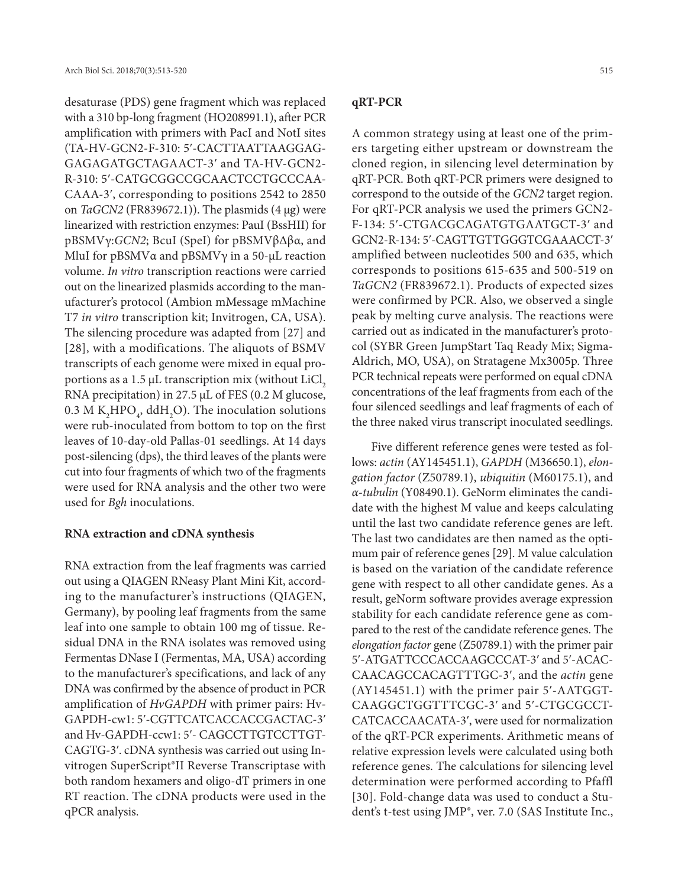desaturase (PDS) gene fragment which was replaced with a 310 bp-long fragment (HO208991.1), after PCR amplification with primers with PacI and NotI sites (TA-HV-GCN2-F-310: 5′-CACTTAATTAAGGAGGAGAGATGCTAGAACT-3′ and TA-HV-GCN2-R-310: 5′-CATGCGGCCGCAACTCCTGCCCAACAAA-3′, corresponding to positions 2542 to 2850 on *TaGCN2* (FR839672.1)). The plasmids (4 μg) were linearized with restriction enzymes: PauI (BssHII) for pBSMVγ:*GCN2*; BcuI (SpeI) for pBSMVβΔβα, and MluI for pBSMVα and pBSMVγ in a 50-μL reaction volume. *In vitro* transcription reactions were carried out on the linearized plasmids according to the manufacturer's protocol (Ambion mMessage mMachine T7 *in vitro* transcription kit; Invitrogen, CA, USA). The silencing procedure was adapted from [27] and [28], with a modifications. The aliquots of BSMV transcripts of each genome were mixed in equal proportions as a 1.5 μL transcription mix (without $LiCl_2$ RNA precipitation) in 27.5 μL of FES (0.2 M glucose, 0.3 M $K_2HPO_4$, $ddH_2O$). The inoculation solutions were rub-inoculated from bottom to top on the first leaves of 10-day-old Pallas-01 seedlings. At 14 days post-silencing (dps), the third leaves of the plants were cut into four fragments of which two of the fragments were used for RNA analysis and the other two were used for *Bgh* inoculations.

### RNA extraction and cDNA synthesis

RNA extraction from the leaf fragments was carried out using a QIAGEN RNeasy Plant Mini Kit, according to the manufacturer's instructions (QIAGEN, Germany), by pooling leaf fragments from the same leaf into one sample to obtain 100 mg of tissue. Residual DNA in the RNA isolates was removed using Fermentas DNase I (Fermentas, MA, USA) according to the manufacturer's specifications, and lack of any DNA was confirmed by the absence of product in PCR amplification of *HvGAPDH* with primer pairs: Hv-GAPDH-cw1: 5′-CGTTCATCACCACCGACTAC-3′ and Hv-GAPDH-ccw1: 5′- CAGCCTTGTCCTTGTCAGTG-3′. cDNA synthesis was carried out using Invitrogen SuperScript®II Reverse Transcriptase with both random hexamers and oligo-dT primers in one RT reaction. The cDNA products were used in the qPCR analysis.

### qRT-PCR

A common strategy using at least one of the primers targeting either upstream or downstream the cloned region, in silencing level determination by qRT-PCR. Both qRT-PCR primers were designed to correspond to the outside of the *GCN2* target region. For qRT-PCR analysis we used the primers GCN2-F-134: 5′-CTGACGCAGATGTGAATGCT-3′ and GCN2-R-134: 5′-CAGTTGTTGGGTCGAAACCT-3′ amplified between nucleotides 500 and 635, which corresponds to positions 615-635 and 500-519 on *TaGCN2* (FR839672.1). Products of expected sizes were confirmed by PCR. Also, we observed a single peak by melting curve analysis. The reactions were carried out as indicated in the manufacturer's protocol (SYBR Green JumpStart Taq Ready Mix; Sigma-Aldrich, MO, USA), on Stratagene Mx3005p. Three PCR technical repeats were performed on equal cDNA concentrations of the leaf fragments from each of the four silenced seedlings and leaf fragments of each of the three naked virus transcript inoculated seedlings.

Five different reference genes were tested as follows: *actin* (AY145451.1), *GAPDH* (M36650.1), *elongation factor* (Z50789.1), *ubiquitin* (M60175.1), and *α-tubulin* (Y08490.1). GeNorm eliminates the candidate with the highest M value and keeps calculating until the last two candidate reference genes are left. The last two candidates are then named as the optimum pair of reference genes [29]. M value calculation is based on the variation of the candidate reference gene with respect to all other candidate genes. As a result, geNorm software provides average expression stability for each candidate reference gene as compared to the rest of the candidate reference genes. The *elongation factor* gene (Z50789.1) with the primer pair 5′-ATGATTCCCACCAAGCCCAT-3′ and 5′-ACACCAACAGCCACAGTTTGC-3′, and the *actin* gene (AY145451.1) with the primer pair 5′-AATGGTCAAGGCTGGTTTCGC-3′ and 5′-CTGCGCCTCATCACCAACATA-3′, were used for normalization of the qRT-PCR experiments. Arithmetic means of relative expression levels were calculated using both reference genes. The calculations for silencing level determination were performed according to Pfaffl [30]. Fold-change data was used to conduct a Student's t-test using JMP®, ver. 7.0 (SAS Institute Inc.,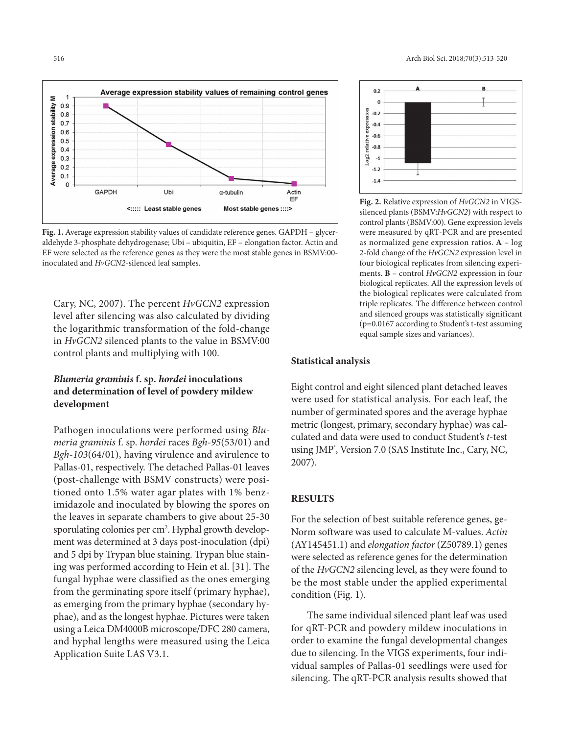**Fig. 1.** Average expression stability values of candidate reference genes. GAPDH – glyceraldehyde 3-phosphate dehydrogenase; Ubi – ubiquitin, EF – elongation factor. Actin and EF were selected as the reference genes as they were the most stable genes in BSMV:00-inoculated and *HvGCN2*-silenced leaf samples.

**Fig. 2.** Relative expression of *HvGCN2* in VIGS-silenced plants (BSMV:*HvGCN2*) with respect to control plants (BSMV:00). Gene expression levels were measured by qRT-PCR and are presented as normalized gene expression ratios. **A** – log 2-fold change of the *HvGCN2* expression level in four biological replicates from silencing experiments. **B** – control *HvGCN2* expression in four biological replicates. All the expression levels of the biological replicates were calculated from triple replicates. The difference between control and silenced groups was statistically significant (p=0.0167 according to Student's t-test assuming equal sample sizes and variances).

Cary, NC, 2007). The percent *HvGCN2* expression level after silencing was also calculated by dividing the logarithmic transformation of the fold-change in *HvGCN2* silenced plants to the value in BSMV:00 control plants and multiplying with 100.

### *Blumeria graminis* f. sp. *hordei* inoculations and determination of level of powdery mildew development

Pathogen inoculations were performed using *Blumeria graminis* f. sp. *hordei* races *Bgh-95*(53/01) and *Bgh-103*(64/01), having virulence and avirulence to Pallas-01, respectively. The detached Pallas-01 leaves (post-challenge with BSMV constructs) were positioned onto 1.5% water agar plates with 1% benzimidazole and inoculated by blowing the spores on the leaves in separate chambers to give about 25-30 sporulating colonies per cm². Hyphal growth development was determined at 3 days post-inoculation (dpi) and 5 dpi by Trypan blue staining. Trypan blue staining was performed according to Hein et al. [31]. The fungal hyphae were classified as the ones emerging from the germinating spore itself (primary hyphae), as emerging from the primary hyphae (secondary hyphae), and as the longest hyphae. Pictures were taken using a Leica DM4000B microscope/DFC 280 camera, and hyphal lengths were measured using the Leica Application Suite LAS V3.1.

### Statistical analysis

Eight control and eight silenced plant detached leaves were used for statistical analysis. For each leaf, the number of germinated spores and the average hyphae metric (longest, primary, secondary hyphae) was calculated and data were used to conduct Student's *t*-test using JMP®, Version 7.0 (SAS Institute Inc., Cary, NC, 2007).

## RESULTS

For the selection of best suitable reference genes, geNorm software was used to calculate M-values. *Actin* (AY145451.1) and *elongation factor* (Z50789.1) genes were selected as reference genes for the determination of the *HvGCN2* silencing level, as they were found to be the most stable under the applied experimental condition (Fig. 1).

The same individual silenced plant leaf was used for qRT-PCR and powdery mildew inoculations in order to examine the fungal developmental changes due to silencing. In the VIGS experiments, four individual samples of Pallas-01 seedlings were used for silencing. The qRT-PCR analysis results showed that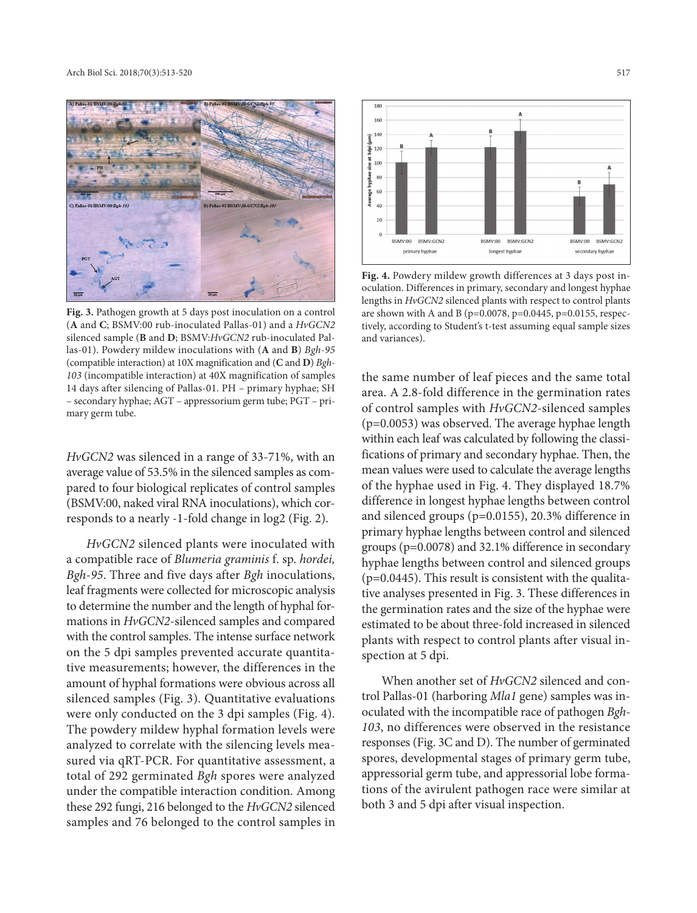**Fig. 3.** Pathogen growth at 5 days post inoculation on a control (**A** and **C**; BSMV:00 rub-inoculated Pallas-01) and a *HvGCN2* silenced sample (**B** and **D**; BSMV:*HvGCN2* rub-inoculated Pallas-01). Powdery mildew inoculations with (**A** and **B**) *Bgh-95* (compatible interaction) at 10X magnification and (**C** and **D**) *Bgh-103* (incompatible interaction) at 40X magnification of samples 14 days after silencing of Pallas-01. PH – primary hyphae; SH – secondary hyphae; AGT – appressorium germ tube; PGT – primary germ tube.

**Fig. 4.** Powdery mildew growth differences at 3 days post inoculation. Differences in primary, secondary and longest hyphae lengths in *HvGCN2* silenced plants with respect to control plants are shown with A and B (p=0.0078, p=0.0445, p=0.0155, respectively, according to Student's t-test assuming equal sample sizes and variances).

*HvGCN2* was silenced in a range of 33-71%, with an average value of 53.5% in the silenced samples as compared to four biological replicates of control samples (BSMV:00, naked viral RNA inoculations), which corresponds to a nearly -1-fold change in log2 (Fig. 2).

*HvGCN2* silenced plants were inoculated with a compatible race of *Blumeria graminis* f. sp. *hordei, Bgh-95*. Three and five days after *Bgh* inoculations, leaf fragments were collected for microscopic analysis to determine the number and the length of hyphal formations in *HvGCN2*-silenced samples and compared with the control samples. The intense surface network on the 5 dpi samples prevented accurate quantitative measurements; however, the differences in the amount of hyphal formations were obvious across all silenced samples (Fig. 3). Quantitative evaluations were only conducted on the 3 dpi samples (Fig. 4). The powdery mildew hyphal formation levels were analyzed to correlate with the silencing levels measured via qRT-PCR. For quantitative assessment, a total of 292 germinated *Bgh* spores were analyzed under the compatible interaction condition. Among these 292 fungi, 216 belonged to the *HvGCN2* silenced samples and 76 belonged to the control samples in the same number of leaf pieces and the same total area. A 2.8-fold difference in the germination rates of control samples with *HvGCN2*-silenced samples (p=0.0053) was observed. The average hyphae length within each leaf was calculated by following the classifications of primary and secondary hyphae. Then, the mean values were used to calculate the average lengths of the hyphae used in Fig. 4. They displayed 18.7% difference in longest hyphae lengths between control and silenced groups (p=0.0155), 20.3% difference in primary hyphae lengths between control and silenced groups (p=0.0078) and 32.1% difference in secondary hyphae lengths between control and silenced groups (p=0.0445). This result is consistent with the qualitative analyses presented in Fig. 3. These differences in the germination rates and the size of the hyphae were estimated to be about three-fold increased in silenced plants with respect to control plants after visual inspection at 5 dpi.

When another set of *HvGCN2* silenced and control Pallas-01 (harboring *Mla1* gene) samples was inoculated with the incompatible race of pathogen *Bgh-103*, no differences were observed in the resistance responses (Fig. 3C and D). The number of germinated spores, developmental stages of primary germ tube, appressorial germ tube, and appressorial lobe formations of the avirulent pathogen race were similar at both 3 and 5 dpi after visual inspection.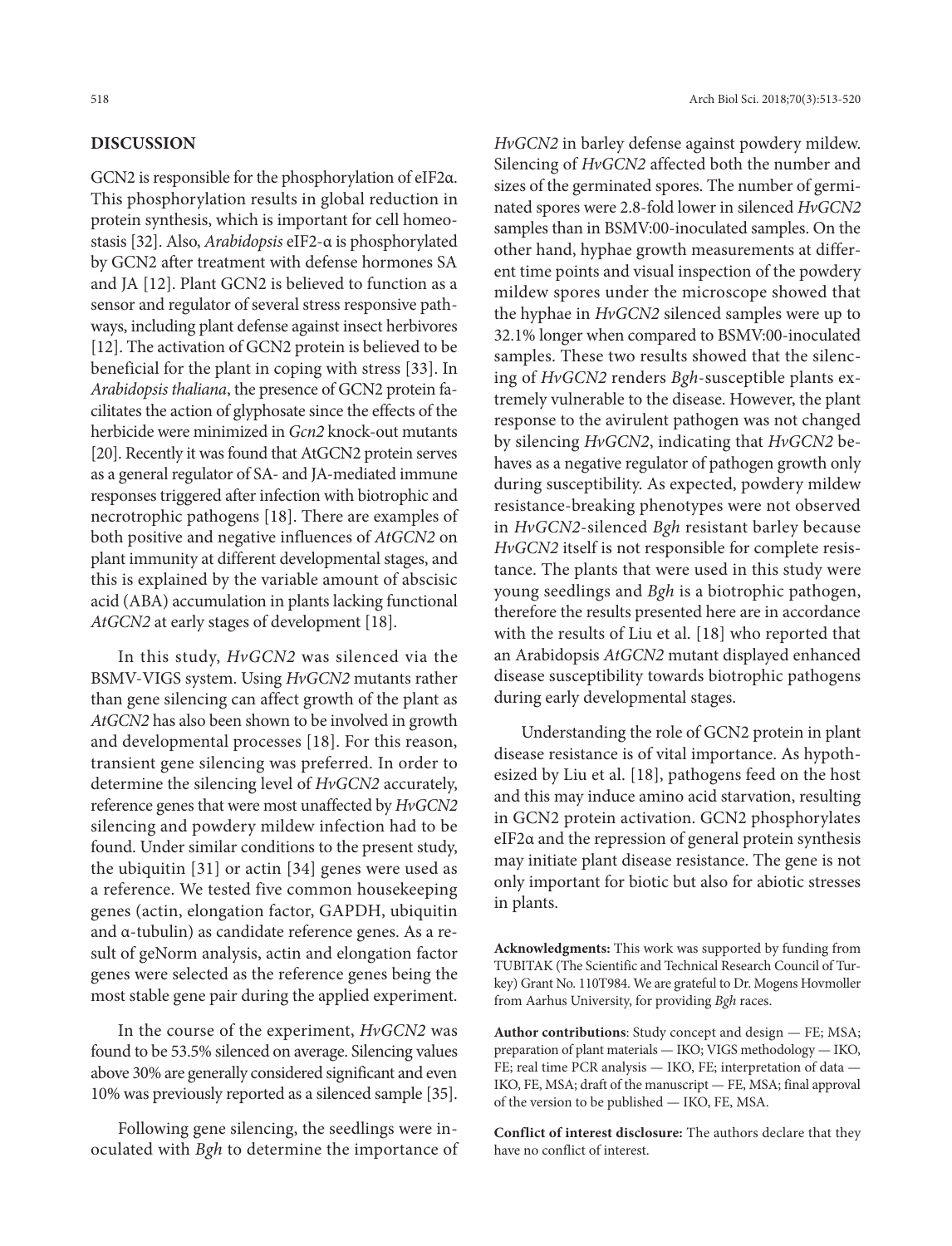## DISCUSSION

GCN2 is responsible for the phosphorylation of eIF2α. This phosphorylation results in global reduction in protein synthesis, which is important for cell homeostasis [32]. Also, *Arabidopsis* eIF2-α is phosphorylated by GCN2 after treatment with defense hormones SA and JA [12]. Plant GCN2 is believed to function as a sensor and regulator of several stress responsive pathways, including plant defense against insect herbivores [12]. The activation of GCN2 protein is believed to be beneficial for the plant in coping with stress [33]. In *Arabidopsis thaliana*, the presence of GCN2 protein facilitates the action of glyphosate since the effects of the herbicide were minimized in *Gcn2* knock-out mutants [20]. Recently it was found that AtGCN2 protein serves as a general regulator of SA- and JA-mediated immune responses triggered after infection with biotrophic and necrotrophic pathogens [18]. There are examples of both positive and negative influences of *AtGCN2* on plant immunity at different developmental stages, and this is explained by the variable amount of abscisic acid (ABA) accumulation in plants lacking functional *AtGCN2* at early stages of development [18].

In this study, *HvGCN2* was silenced via the BSMV-VIGS system. Using *HvGCN2* mutants rather than gene silencing can affect growth of the plant as *AtGCN2* has also been shown to be involved in growth and developmental processes [18]. For this reason, transient gene silencing was preferred. In order to determine the silencing level of *HvGCN2* accurately, reference genes that were most unaffected by *HvGCN2* silencing and powdery mildew infection had to be found. Under similar conditions to the present study, the ubiquitin [31] or actin [34] genes were used as a reference. We tested five common housekeeping genes (actin, elongation factor, GAPDH, ubiquitin and α-tubulin) as candidate reference genes. As a result of geNorm analysis, actin and elongation factor genes were selected as the reference genes being the most stable gene pair during the applied experiment.

In the course of the experiment, *HvGCN2* was found to be 53.5% silenced on average. Silencing values above 30% are generally considered significant and even 10% was previously reported as a silenced sample [35].

Following gene silencing, the seedlings were inoculated with *Bgh* to determine the importance of *HvGCN2* in barley defense against powdery mildew. Silencing of *HvGCN2* affected both the number and sizes of the germinated spores. The number of germinated spores were 2.8-fold lower in silenced *HvGCN2* samples than in BSMV:00-inoculated samples. On the other hand, hyphae growth measurements at different time points and visual inspection of the powdery mildew spores under the microscope showed that the hyphae in *HvGCN2* silenced samples were up to 32.1% longer when compared to BSMV:00-inoculated samples. These two results showed that the silencing of *HvGCN2* renders *Bgh*-susceptible plants extremely vulnerable to the disease. However, the plant response to the avirulent pathogen was not changed by silencing *HvGCN2*, indicating that *HvGCN2* behaves as a negative regulator of pathogen growth only during susceptibility. As expected, powdery mildew resistance-breaking phenotypes were not observed in *HvGCN2*-silenced *Bgh* resistant barley because *HvGCN2* itself is not responsible for complete resistance. The plants that were used in this study were young seedlings and *Bgh* is a biotrophic pathogen, therefore the results presented here are in accordance with the results of Liu et al. [18] who reported that an Arabidopsis *AtGCN2* mutant displayed enhanced disease susceptibility towards biotrophic pathogens during early developmental stages.

Understanding the role of GCN2 protein in plant disease resistance is of vital importance. As hypothesized by Liu et al. [18], pathogens feed on the host and this may induce amino acid starvation, resulting in GCN2 protein activation. GCN2 phosphorylates eIF2α and the repression of general protein synthesis may initiate plant disease resistance. The gene is not only important for biotic but also for abiotic stresses in plants.

**Acknowledgments:** This work was supported by funding from TUBITAK (The Scientific and Technical Research Council of Turkey) Grant No. 110T984. We are grateful to Dr. Mogens Hovmoller from Aarhus University, for providing *Bgh* races.

**Author contributions**: Study concept and design — FE; MSA; preparation of plant materials — IKO; VIGS methodology — IKO, FE; real time PCR analysis — IKO, FE; interpretation of data — IKO, FE, MSA; draft of the manuscript — FE, MSA; final approval of the version to be published — IKO, FE, MSA.

**Conflict of interest disclosure:** The authors declare that they have no conflict of interest.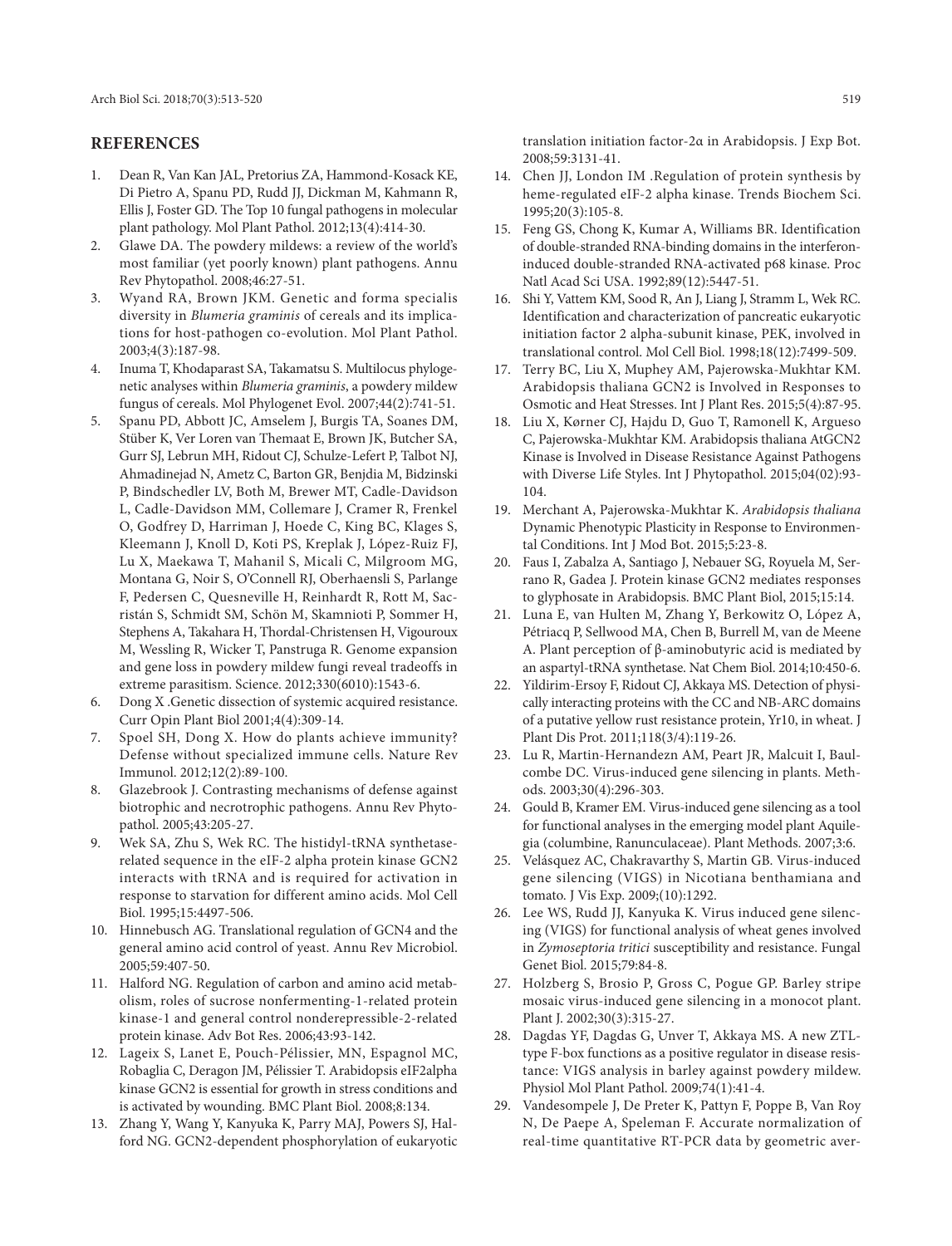## REFERENCES

1. Dean R, Van Kan JAL, Pretorius ZA, Hammond-Kosack KE, Di Pietro A, Spanu PD, Rudd JJ, Dickman M, Kahmann R, Ellis J, Foster GD. The Top 10 fungal pathogens in molecular plant pathology. Mol Plant Pathol. 2012;13(4):414-30.
2. Glawe DA. The powdery mildews: a review of the world's most familiar (yet poorly known) plant pathogens. Annu Rev Phytopathol. 2008;46:27-51.
3. Wyand RA, Brown JKM. Genetic and forma specialis diversity in *Blumeria graminis* of cereals and its implications for host-pathogen co-evolution. Mol Plant Pathol. 2003;4(3):187-98.
4. Inuma T, Khodaparast SA, Takamatsu S. Multilocus phylogenetic analyses within *Blumeria graminis*, a powdery mildew fungus of cereals. Mol Phylogenet Evol. 2007;44(2):741-51.
5. Spanu PD, Abbott JC, Amselem J, Burgis TA, Soanes DM, Stüber K, Ver Loren van Themaat E, Brown JK, Butcher SA, Gurr SJ, Lebrun MH, Ridout CJ, Schulze-Lefert P, Talbot NJ, Ahmadinejad N, Ametz C, Barton GR, Benjdia M, Bidzinski P, Bindschedler LV, Both M, Brewer MT, Cadle-Davidson L, Cadle-Davidson MM, Collemare J, Cramer R, Frenkel O, Godfrey D, Harriman J, Hoede C, King BC, Klages S, Kleemann J, Knoll D, Koti PS, Kreplak J, López-Ruiz FJ, Lu X, Maekawa T, Mahanil S, Micali C, Milgroom MG, Montana G, Noir S, O'Connell RJ, Oberhaensli S, Parlange F, Pedersen C, Quesneville H, Reinhardt R, Rott M, Sacristán S, Schmidt SM, Schön M, Skamnioti P, Sommer H, Stephens A, Takahara H, Thordal-Christensen H, Vigouroux M, Wessling R, Wicker T, Panstruga R. Genome expansion and gene loss in powdery mildew fungi reveal tradeoffs in extreme parasitism. Science. 2012;330(6010):1543-6.
6. Dong X .Genetic dissection of systemic acquired resistance. Curr Opin Plant Biol 2001;4(4):309-14.
7. Spoel SH, Dong X. How do plants achieve immunity? Defense without specialized immune cells. Nature Rev Immunol. 2012;12(2):89-100.
8. Glazebrook J. Contrasting mechanisms of defense against biotrophic and necrotrophic pathogens. Annu Rev Phytopathol. 2005;43:205-27.
9. Wek SA, Zhu S, Wek RC. The histidyl-tRNA synthetase-related sequence in the eIF-2 alpha protein kinase GCN2 interacts with tRNA and is required for activation in response to starvation for different amino acids. Mol Cell Biol. 1995;15:4497-506.
10. Hinnebusch AG. Translational regulation of GCN4 and the general amino acid control of yeast. Annu Rev Microbiol. 2005;59:407-50.
11. Halford NG. Regulation of carbon and amino acid metabolism, roles of sucrose nonfermenting-1-related protein kinase-1 and general control nonderepressible-2-related protein kinase. Adv Bot Res. 2006;43:93-142.
12. Lageix S, Lanet E, Pouch-Pélissier, MN, Espagnol MC, Robaglia C, Deragon JM, Pélissier T. Arabidopsis eIF2alpha kinase GCN2 is essential for growth in stress conditions and is activated by wounding. BMC Plant Biol. 2008;8:134.
13. Zhang Y, Wang Y, Kanyuka K, Parry MAJ, Powers SJ, Halford NG. GCN2-dependent phosphorylation of eukaryotic translation initiation factor-2α in Arabidopsis. J Exp Bot. 2008;59:3131-41.
14. Chen JJ, London IM .Regulation of protein synthesis by heme-regulated eIF-2 alpha kinase. Trends Biochem Sci. 1995;20(3):105-8.
15. Feng GS, Chong K, Kumar A, Williams BR. Identification of double-stranded RNA-binding domains in the interferon-induced double-stranded RNA-activated p68 kinase. Proc Natl Acad Sci USA. 1992;89(12):5447-51.
16. Shi Y, Vattem KM, Sood R, An J, Liang J, Stramm L, Wek RC. Identification and characterization of pancreatic eukaryotic initiation factor 2 alpha-subunit kinase, PEK, involved in translational control. Mol Cell Biol. 1998;18(12):7499-509.
17. Terry BC, Liu X, Muphey AM, Pajerowska-Mukhtar KM. Arabidopsis thaliana GCN2 is Involved in Responses to Osmotic and Heat Stresses. Int J Plant Res. 2015;5(4):87-95.
18. Liu X, Kørner CJ, Hajdu D, Guo T, Ramonell K, Argueso C, Pajerowska-Mukhtar KM. Arabidopsis thaliana AtGCN2 Kinase is Involved in Disease Resistance Against Pathogens with Diverse Life Styles. Int J Phytopathol. 2015;04(02):93-104.
19. Merchant A, Pajerowska-Mukhtar K. *Arabidopsis thaliana* Dynamic Phenotypic Plasticity in Response to Environmental Conditions. Int J Mod Bot. 2015;5:23-8.
20. Faus I, Zabalza A, Santiago J, Nebauer SG, Royuela M, Serrano R, Gadea J. Protein kinase GCN2 mediates responses to glyphosate in Arabidopsis. BMC Plant Biol, 2015;15:14.
21. Luna E, van Hulten M, Zhang Y, Berkowitz O, López A, Pétriacq P, Sellwood MA, Chen B, Burrell M, van de Meene A. Plant perception of β-aminobutyric acid is mediated by an aspartyl-tRNA synthetase. Nat Chem Biol. 2014;10:450-6.
22. Yildirim-Ersoy F, Ridout CJ, Akkaya MS. Detection of physically interacting proteins with the CC and NB-ARC domains of a putative yellow rust resistance protein, Yr10, in wheat. J Plant Dis Prot. 2011;118(3/4):119-26.
23. Lu R, Martin-Hernandezn AM, Peart JR, Malcuit I, Baulcombe DC. Virus-induced gene silencing in plants. Methods. 2003;30(4):296-303.
24. Gould B, Kramer EM. Virus-induced gene silencing as a tool for functional analyses in the emerging model plant Aquilegia (columbine, Ranunculaceae). Plant Methods. 2007;3:6.
25. Velásquez AC, Chakravarthy S, Martin GB. Virus-induced gene silencing (VIGS) in Nicotiana benthamiana and tomato. J Vis Exp. 2009;(10):1292.
26. Lee WS, Rudd JJ, Kanyuka K. Virus induced gene silencing (VIGS) for functional analysis of wheat genes involved in *Zymoseptoria tritici* susceptibility and resistance. Fungal Genet Biol. 2015;79:84-8.
27. Holzberg S, Brosio P, Gross C, Pogue GP. Barley stripe mosaic virus-induced gene silencing in a monocot plant. Plant J. 2002;30(3):315-27.
28. Dagdas YF, Dagdas G, Unver T, Akkaya MS. A new ZTL-type F-box functions as a positive regulator in disease resistance: VIGS analysis in barley against powdery mildew. Physiol Mol Plant Pathol. 2009;74(1):41-4.
29. Vandesompele J, De Preter K, Pattyn F, Poppe B, Van Roy N, De Paepe A, Speleman F. Accurate normalization of real-time quantitative RT-PCR data by geometric aver-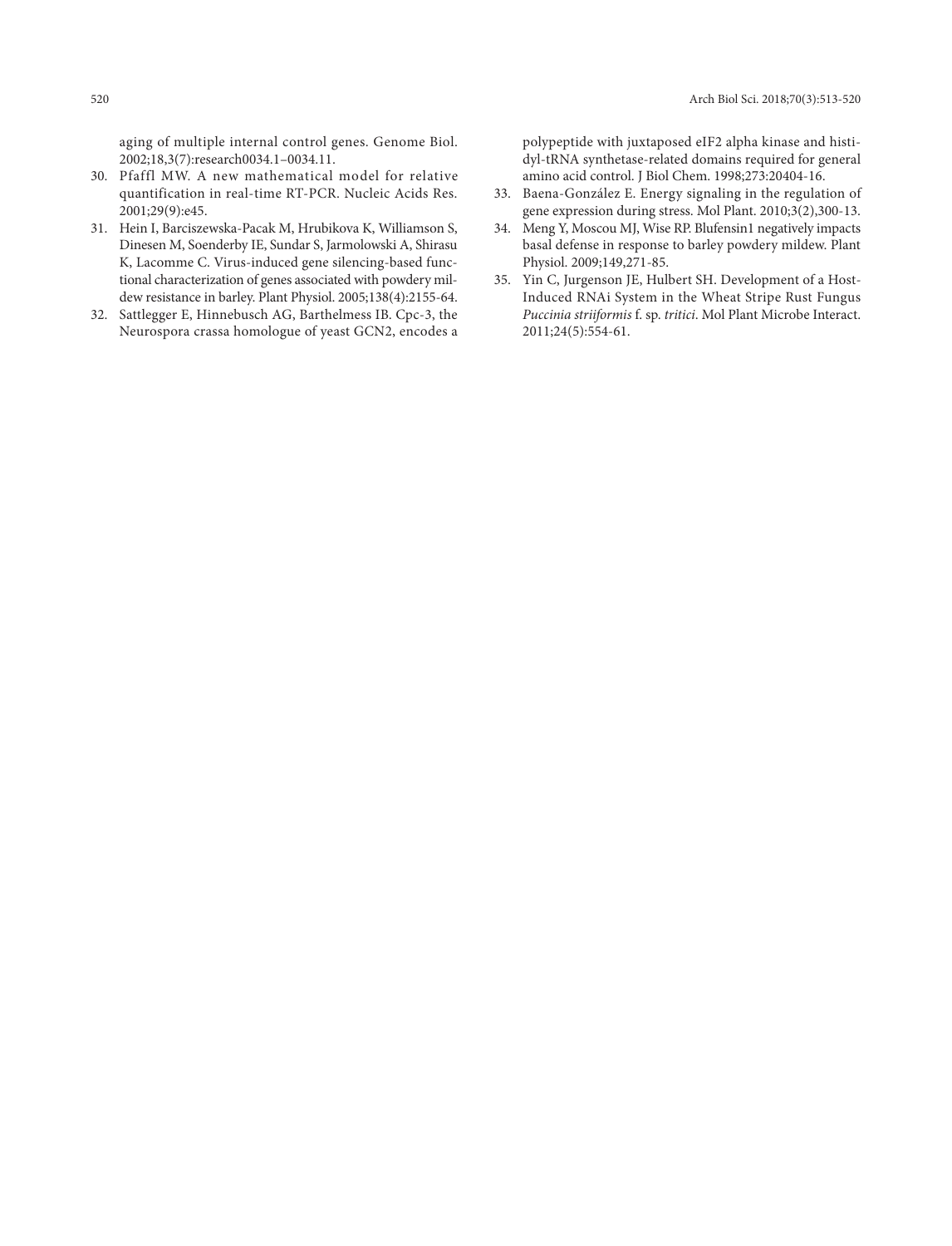aging of multiple internal control genes. Genome Biol. 2002;18,3(7):research0034.1–0034.11.

30. Pfaffl MW. A new mathematical model for relative quantification in real-time RT-PCR. Nucleic Acids Res. 2001;29(9):e45.
31. Hein I, Barciszewska-Pacak M, Hrubikova K, Williamson S, Dinesen M, Soenderby IE, Sundar S, Jarmolowski A, Shirasu K, Lacomme C. Virus-induced gene silencing-based functional characterization of genes associated with powdery mildew resistance in barley. Plant Physiol. 2005;138(4):2155-64.
32. Sattlegger E, Hinnebusch AG, Barthelmess IB. Cpc-3, the Neurospora crassa homologue of yeast GCN2, encodes a polypeptide with juxtaposed eIF2 alpha kinase and histidyl-tRNA synthetase-related domains required for general amino acid control. J Biol Chem. 1998;273:20404-16.
33. Baena-González E. Energy signaling in the regulation of gene expression during stress. Mol Plant. 2010;3(2),300-13.
34. Meng Y, Moscou MJ, Wise RP. Blufensin1 negatively impacts basal defense in response to barley powdery mildew. Plant Physiol. 2009;149,271-85.
35. Yin C, Jurgenson JE, Hulbert SH. Development of a Host-Induced RNAi System in the Wheat Stripe Rust Fungus *Puccinia striiformis* f. sp. *tritici*. Mol Plant Microbe Interact. 2011;24(5):554-61.